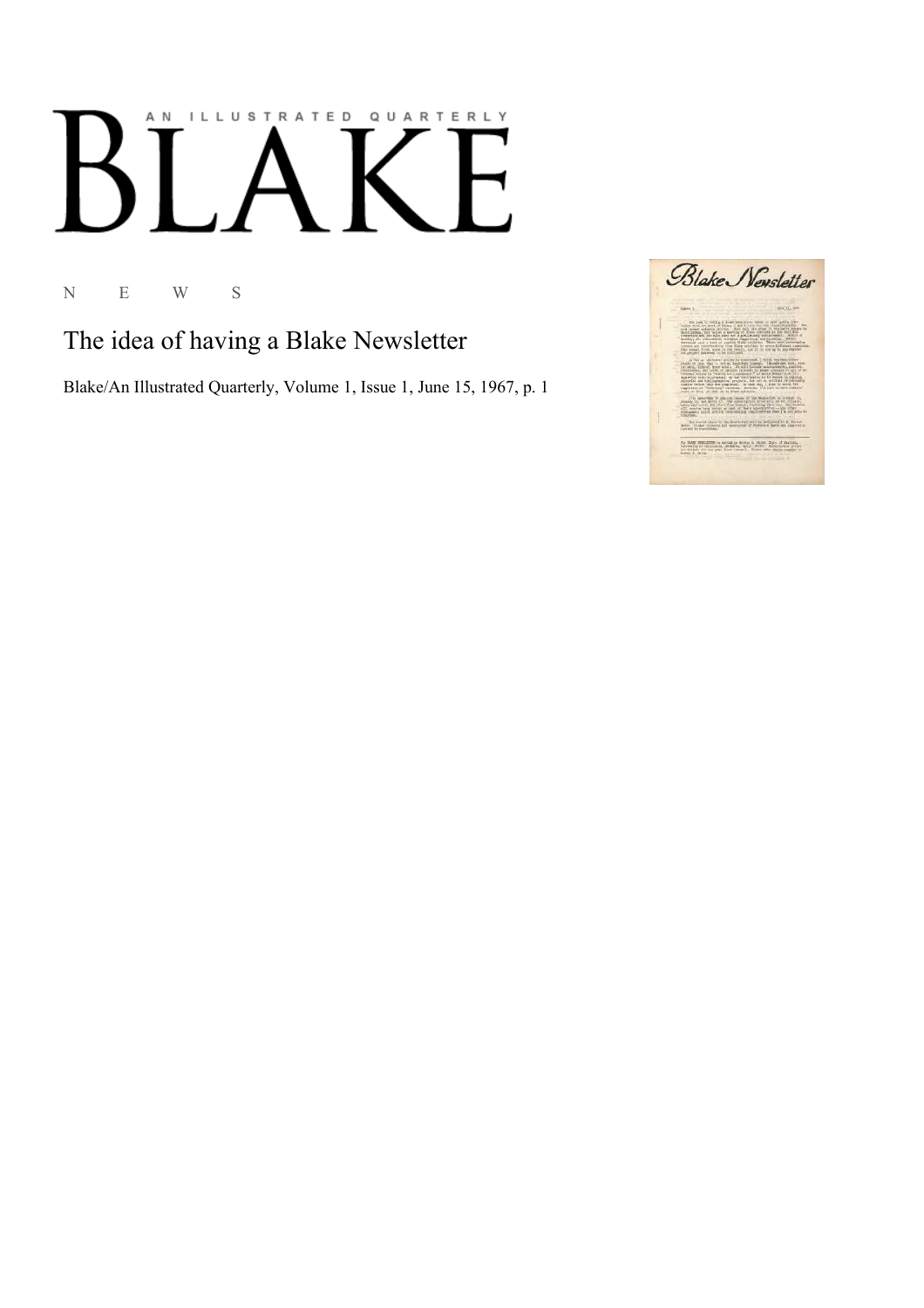AN ILLUSTRATED QUARTERLY

# BLAKE

N E W S

## The idea of having a Blake Newsletter

Blake/An Illustrated Quarterly, Volume 1, Issue 1, June 15, 1967, p. 1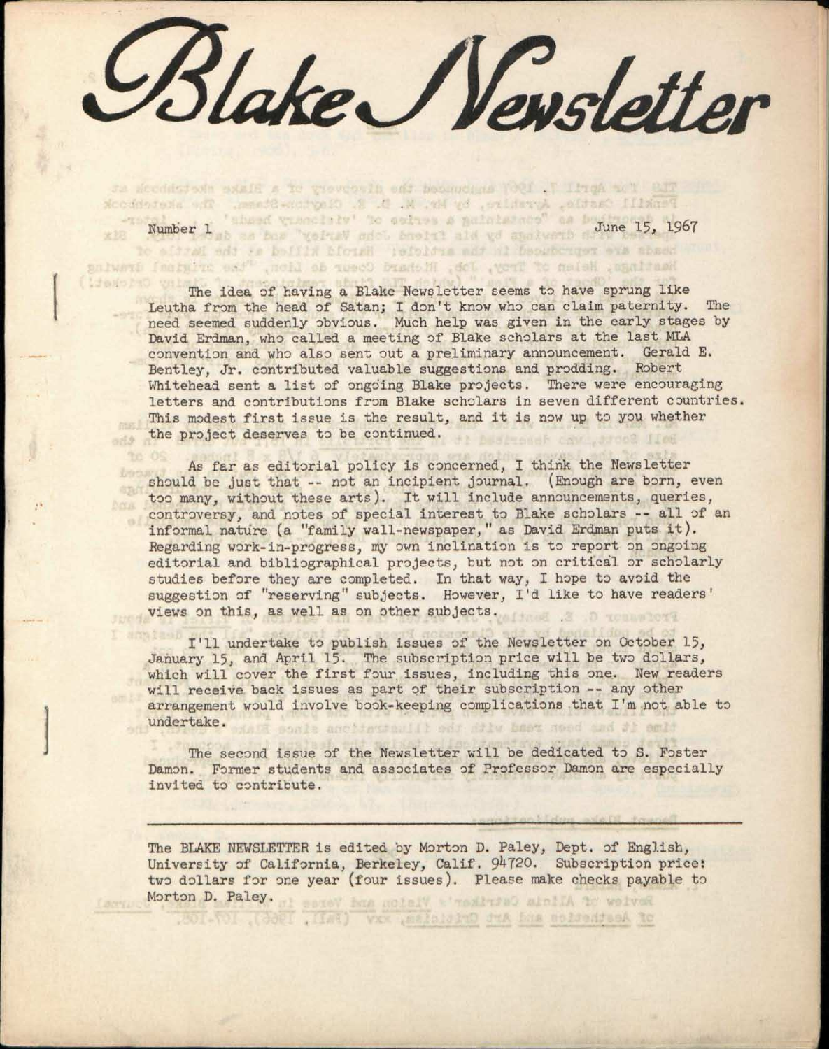# Blake Newsletter

Number 1 June 15, 1967

The idea of having a Blake Newsletter seems to have sprung like Leutha from the head of Satan; I don't know who can claim paternity. The need seemed suddenly obvious. Much help was given in the early stages by David Erdman, who called a meeting of Blake scholars at the last MLA convention and who also sent out a preliminary announcement. Gerald E. Bentley, Jr. contributed valuable suggestions and prodding. Robert Whitehead sent a list of ongoing Blake projects. There were encouraging letters and contributions from Blake scholars in seven different countries. This modest first issue is the result, and it is now up to you whether the project deserves to be continued.

As far as editorial policy is concerned, I think the Newsletter should be just that -- not an incipient journal. (Enough are born, even too many, without these arts). It will include announcements, queries, controversy, and notes of special interest to Blake scholars -- all of an informal nature (a "family wall-newspaper," as David Erdman puts it). Regarding work-in-progress, my own inclination is to report on ongoing editorial and bibliographical projects, but not on critical or scholarly studies before they are completed. In that way, I hope to avoid the suggestion of "reserving" subjects. However, I'd like to have readers' views on this, as well as on other subjects.

I'll undertake to publish issues of the Newsletter on October 15, January 15, and April 15. The subscription price will be two dollars, which will cover the first four issues, including this one. New readers will receive back issues as part of their subscription -- any other arrangement would involve book-keeping complications that I'm not able to undertake.

The second issue of the Newsletter will be dedicated to S. Foster Damon. Former students and associates of Professor Damon are especially invited to contribute.

---

The BLAKE NEWSLETTER is edited by Morton D. Paley, Dept. of English, University of California, Berkeley, Calif. 94720. Subscription price: two dollars for one year (four issues). Please make checks payable to Morton D. Paley.